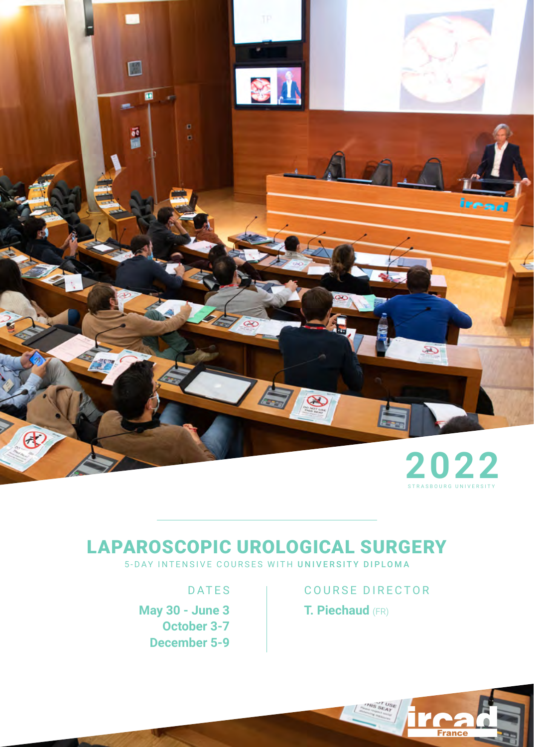2022

STRASBOURG UNIVERSITY

# LAPAROSCOPIC UROLOGICAL SURGERY

5-DAY INTENSIVE COURSES WITH **UNIVERSITY DIPLOMA**

DATES

**May 30 - June 3**
**October 3-7**
**December 5-9**

COURSE DIRECTOR

**T. Piechaud** (FR)

ircad France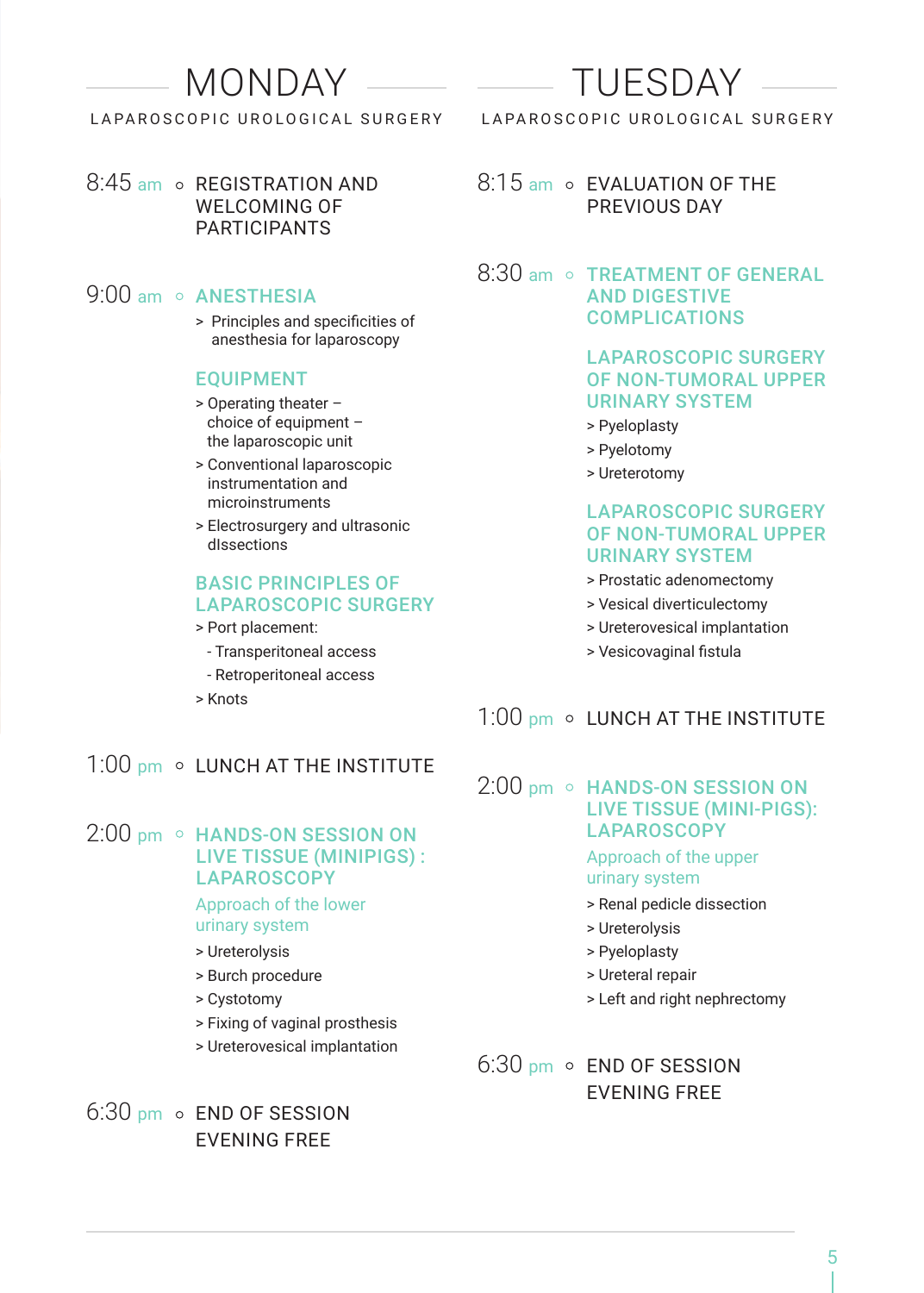# MONDAY

LAPAROSCOPIC UROLOGICAL SURGERY

**8:45 am** ○ REGISTRATION AND WELCOMING OF PARTICIPANTS

**9:00 am** ○ ANESTHESIA

> Principles and specificities of anesthesia for laparoscopy

### EQUIPMENT

> Operating theater – choice of equipment – the laparoscopic unit

> Conventional laparoscopic instrumentation and microinstruments

> Electrosurgery and ultrasonic dIssections

### BASIC PRINCIPLES OF LAPAROSCOPIC SURGERY

> Port placement:

- Transperitoneal access
- Retroperitoneal access

> Knots

**1:00 pm** ○ LUNCH AT THE INSTITUTE

**2:00 pm** ○ HANDS-ON SESSION ON LIVE TISSUE (MINIPIGS) : LAPAROSCOPY

Approach of the lower urinary system

> Ureterolysis

> Burch procedure

> Cystotomy

> Fixing of vaginal prosthesis

> Ureterovesical implantation

**6:30 pm** ○ END OF SESSION EVENING FREE

# TUESDAY

LAPAROSCOPIC UROLOGICAL SURGERY

**8:15 am** ○ EVALUATION OF THE PREVIOUS DAY

**8:30 am** ○ TREATMENT OF GENERAL AND DIGESTIVE COMPLICATIONS

### LAPAROSCOPIC SURGERY OF NON-TUMORAL UPPER URINARY SYSTEM

> Pyeloplasty

> Pyelotomy

> Ureterotomy

### LAPAROSCOPIC SURGERY OF NON-TUMORAL UPPER URINARY SYSTEM

> Prostatic adenomectomy

> Vesical diverticulectomy

> Ureterovesical implantation

> Vesicovaginal fistula

**1:00 pm** ○ LUNCH AT THE INSTITUTE

**2:00 pm** ○ HANDS-ON SESSION ON LIVE TISSUE (MINI-PIGS): LAPAROSCOPY

Approach of the upper urinary system

> Renal pedicle dissection

> Ureterolysis

> Pyeloplasty

> Ureteral repair

> Left and right nephrectomy

**6:30 pm** ○ END OF SESSION EVENING FREE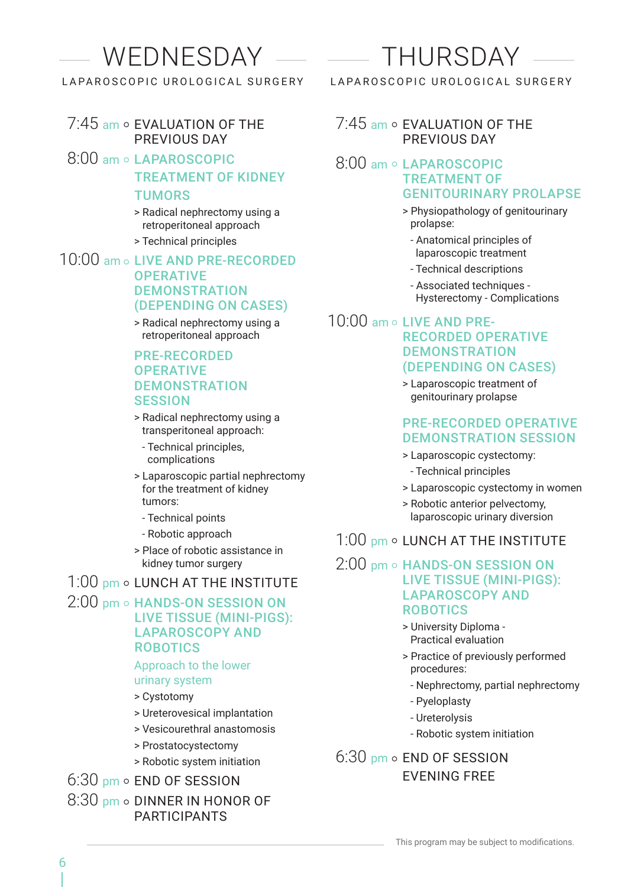# WEDNESDAY

LAPAROSCOPIC UROLOGICAL SURGERY

7:45 am ○ EVALUATION OF THE PREVIOUS DAY

8:00 am ○ **LAPAROSCOPIC TREATMENT OF KIDNEY TUMORS**

> Radical nephrectomy using a retroperitoneal approach

> Technical principles

10:00 am ○ **LIVE AND PRE-RECORDED OPERATIVE DEMONSTRATION (DEPENDING ON CASES)**

> Radical nephrectomy using a retroperitoneal approach

**PRE-RECORDED OPERATIVE DEMONSTRATION SESSION**

> Radical nephrectomy using a transperitoneal approach:

- Technical principles, complications

> Laparoscopic partial nephrectomy for the treatment of kidney tumors:

- Technical points
- Robotic approach

> Place of robotic assistance in kidney tumor surgery

1:00 pm ○ LUNCH AT THE INSTITUTE

2:00 pm ○ **HANDS-ON SESSION ON LIVE TISSUE (MINI-PIGS): LAPAROSCOPY AND ROBOTICS**

Approach to the lower urinary system

> Cystotomy

> Ureterovesical implantation

> Vesicourethral anastomosis

> Prostatocystectomy

> Robotic system initiation

6:30 pm ○ END OF SESSION

8:30 pm ○ DINNER IN HONOR OF PARTICIPANTS

# THURSDAY

LAPAROSCOPIC UROLOGICAL SURGERY

7:45 am ○ EVALUATION OF THE PREVIOUS DAY

8:00 am ○ **LAPAROSCOPIC TREATMENT OF GENITOURINARY PROLAPSE**

> Physiopathology of genitourinary prolapse:

- Anatomical principles of laparoscopic treatment
- Technical descriptions
- Associated techniques - Hysterectomy - Complications

10:00 am ○ **LIVE AND PRE-RECORDED OPERATIVE DEMONSTRATION (DEPENDING ON CASES)**

> Laparoscopic treatment of genitourinary prolapse

**PRE-RECORDED OPERATIVE DEMONSTRATION SESSION**

> Laparoscopic cystectomy:

- Technical principles

> Laparoscopic cystectomy in women

> Robotic anterior pelvectomy, laparoscopic urinary diversion

1:00 pm ○ LUNCH AT THE INSTITUTE

2:00 pm ○ **HANDS-ON SESSION ON LIVE TISSUE (MINI-PIGS): LAPAROSCOPY AND ROBOTICS**

> University Diploma - Practical evaluation

> Practice of previously performed procedures:

- Nephrectomy, partial nephrectomy
- Pyeloplasty
- Ureterolysis
- Robotic system initiation

6:30 pm ○ END OF SESSION  
EVENING FREE

This program may be subject to modifications.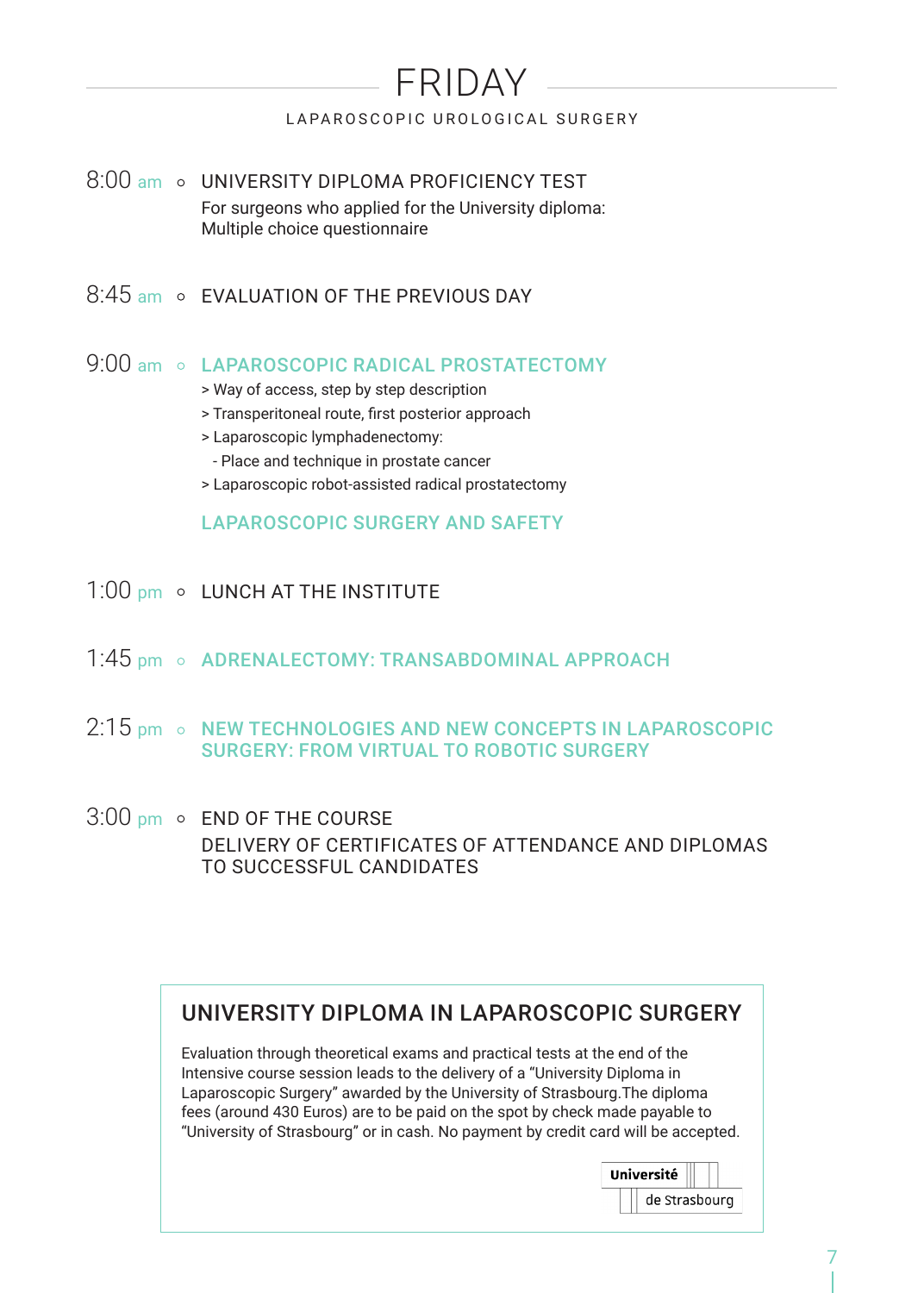# FRIDAY

LAPAROSCOPIC UROLOGICAL SURGERY

**8:00 am** UNIVERSITY DIPLOMA PROFICIENCY TEST

For surgeons who applied for the University diploma:
Multiple choice questionnaire

**8:45 am** EVALUATION OF THE PREVIOUS DAY

**9:00 am** LAPAROSCOPIC RADICAL PROSTATECTOMY

> Way of access, step by step description
> Transperitoneal route, first posterior approach
> Laparoscopic lymphadenectomy:
 - Place and technique in prostate cancer
> Laparoscopic robot-assisted radical prostatectomy

LAPAROSCOPIC SURGERY AND SAFETY

**1:00 pm** LUNCH AT THE INSTITUTE

**1:45 pm** ADRENALECTOMY: TRANSABDOMINAL APPROACH

**2:15 pm** NEW TECHNOLOGIES AND NEW CONCEPTS IN LAPAROSCOPIC SURGERY: FROM VIRTUAL TO ROBOTIC SURGERY

**3:00 pm** END OF THE COURSE

DELIVERY OF CERTIFICATES OF ATTENDANCE AND DIPLOMAS TO SUCCESSFUL CANDIDATES

## UNIVERSITY DIPLOMA IN LAPAROSCOPIC SURGERY

Evaluation through theoretical exams and practical tests at the end of the Intensive course session leads to the delivery of a “University Diploma in Laparoscopic Surgery” awarded by the University of Strasbourg.The diploma fees (around 430 Euros) are to be paid on the spot by check made payable to “University of Strasbourg” or in cash. No payment by credit card will be accepted.

Université de Strasbourg